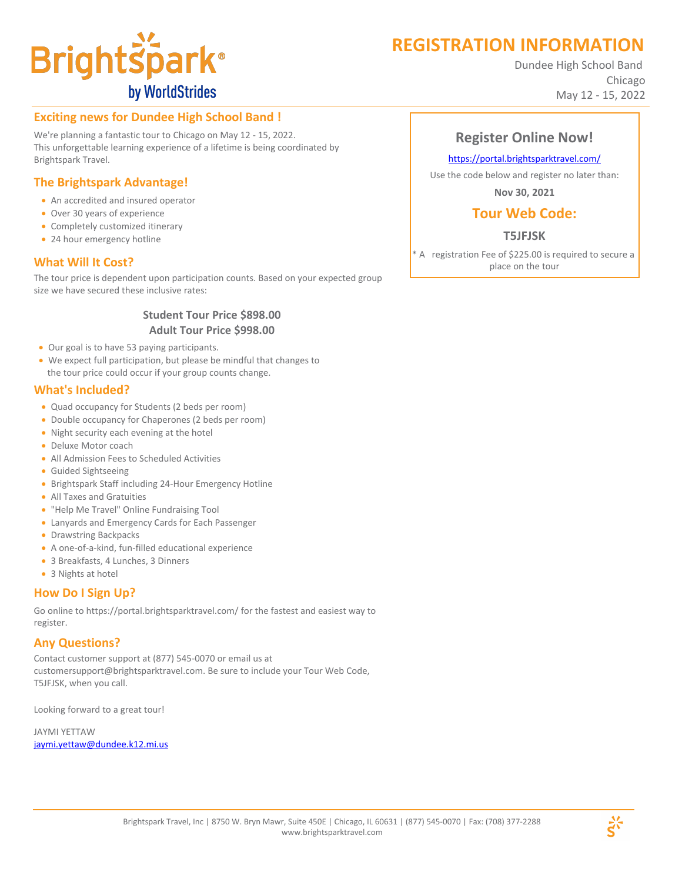Brightspark® by WorldStrides

# REGISTRATION INFORMATION

Dundee High School Band
Chicago
May 12 - 15, 2022

## Exciting news for Dundee High School Band !

We're planning a fantastic tour to Chicago on May 12 - 15, 2022.
This unforgettable learning experience of a lifetime is being coordinated by Brightspark Travel.

## The Brightspark Advantage!

- An accredited and insured operator
- Over 30 years of experience
- Completely customized itinerary
- 24 hour emergency hotline

## What Will It Cost?

The tour price is dependent upon participation counts. Based on your expected group size we have secured these inclusive rates:

**Student Tour Price $898.00**
**Adult Tour Price $998.00**

- Our goal is to have 53 paying participants.
- We expect full participation, but please be mindful that changes to the tour price could occur if your group counts change.

## What's Included?

- Quad occupancy for Students (2 beds per room)
- Double occupancy for Chaperones (2 beds per room)
- Night security each evening at the hotel
- Deluxe Motor coach
- All Admission Fees to Scheduled Activities
- Guided Sightseeing
- Brightspark Staff including 24-Hour Emergency Hotline
- All Taxes and Gratuities
- "Help Me Travel" Online Fundraising Tool
- Lanyards and Emergency Cards for Each Passenger
- Drawstring Backpacks
- A one-of-a-kind, fun-filled educational experience
- 3 Breakfasts, 4 Lunches, 3 Dinners
- 3 Nights at hotel

## How Do I Sign Up?

Go online to https://portal.brightsparktravel.com/ for the fastest and easiest way to register.

## Any Questions?

Contact customer support at (877) 545-0070 or email us at customersupport@brightsparktravel.com. Be sure to include your Tour Web Code, T5JFJSK, when you call.

Looking forward to a great tour!

JAYMI YETTAW
jaymi.yettaw@dundee.k12.mi.us

## Register Online Now!

https://portal.brightsparktravel.com/

Use the code below and register no later than:

**Nov 30, 2021**

### Tour Web Code:

**T5JFJSK**

* A registration Fee of $225.00 is required to secure a place on the tour

Brightspark Travel, Inc | 8750 W. Bryn Mawr, Suite 450E | Chicago, IL 60631 | (877) 545-0070 | Fax: (708) 377-2288
www.brightsparktravel.com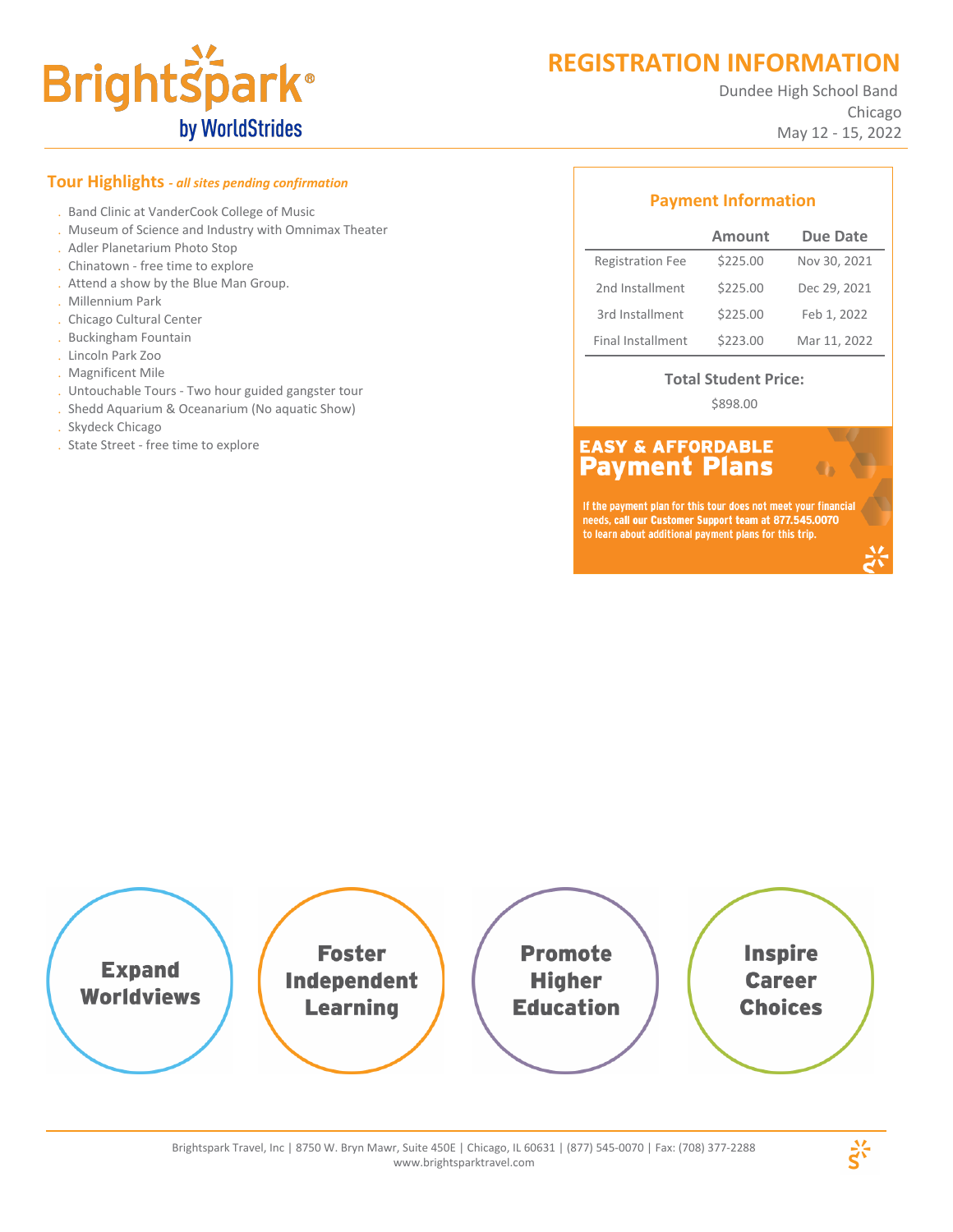Brightspark by WorldStrides

# REGISTRATION INFORMATION

Dundee High School Band
Chicago
May 12 - 15, 2022

## Tour Highlights *- all sites pending confirmation*

- Band Clinic at VanderCook College of Music
- Museum of Science and Industry with Omnimax Theater
- Adler Planetarium Photo Stop
- Chinatown - free time to explore
- Attend a show by the Blue Man Group.
- Millennium Park
- Chicago Cultural Center
- Buckingham Fountain
- Lincoln Park Zoo
- Magnificent Mile
- Untouchable Tours - Two hour guided gangster tour
- Shedd Aquarium & Oceanarium (No aquatic Show)
- Skydeck Chicago
- State Street - free time to explore

## Payment Information

| | Amount | Due Date |
|---|---|---|
| Registration Fee | $225.00 | Nov 30, 2021 |
| 2nd Installment | $225.00 | Dec 29, 2021 |
| 3rd Installment | $225.00 | Feb 1, 2022 |
| Final Installment | $223.00 | Mar 11, 2022 |

**Total Student Price:**

$898.00

**EASY & AFFORDABLE**
**Payment Plans**

If the payment plan for this tour does not meet your financial needs, call our Customer Support team at 877.545.0070 to learn about additional payment plans for this trip.

**Expand Worldviews** | **Foster Independent Learning** | **Promote Higher Education** | **Inspire Career Choices**

Brightspark Travel, Inc | 8750 W. Bryn Mawr, Suite 450E | Chicago, IL 60631 | (877) 545-0070 | Fax: (708) 377-2288
www.brightsparktravel.com